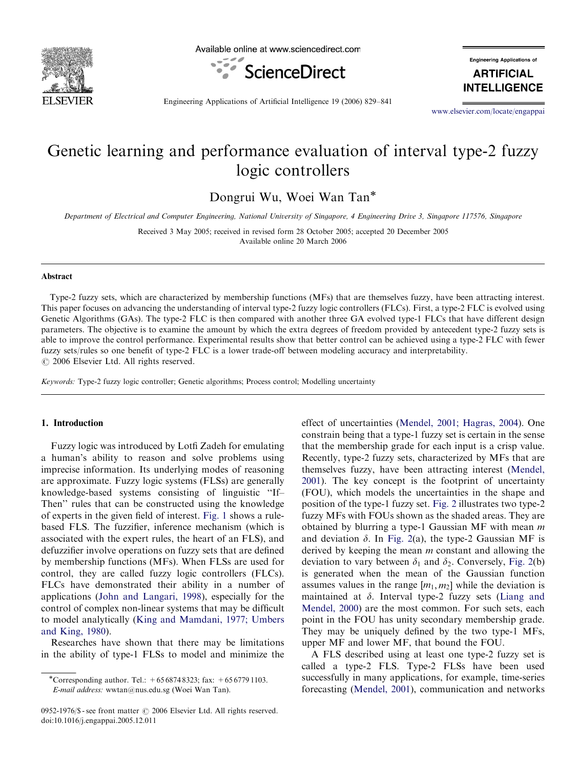# Genetic learning and performance evaluation of interval type-2 fuzzy logic controllers

Dongrui Wu, Woei Wan Tan*

*Department of Electrical and Computer Engineering, National University of Singapore, 4 Engineering Drive 3, Singapore 117576, Singapore*

Received 3 May 2005; received in revised form 28 October 2005; accepted 20 December 2005
Available online 20 March 2006

## Abstract

Type-2 fuzzy sets, which are characterized by membership functions (MFs) that are themselves fuzzy, have been attracting interest. This paper focuses on advancing the understanding of interval type-2 fuzzy logic controllers (FLCs). First, a type-2 FLC is evolved using Genetic Algorithms (GAs). The type-2 FLC is then compared with another three GA evolved type-1 FLCs that have different design parameters. The objective is to examine the amount by which the extra degrees of freedom provided by antecedent type-2 fuzzy sets is able to improve the control performance. Experimental results show that better control can be achieved using a type-2 FLC with fewer fuzzy sets/rules so one benefit of type-2 FLC is a lower trade-off between modeling accuracy and interpretability.
© 2006 Elsevier Ltd. All rights reserved.

*Keywords:* Type-2 fuzzy logic controller; Genetic algorithms; Process control; Modelling uncertainty

## 1. Introduction

Fuzzy logic was introduced by Lotfi Zadeh for emulating a human's ability to reason and solve problems using imprecise information. Its underlying modes of reasoning are approximate. Fuzzy logic systems (FLSs) are generally knowledge-based systems consisting of linguistic "If–Then" rules that can be constructed using the knowledge of experts in the given field of interest. Fig. 1 shows a rule-based FLS. The fuzzifier, inference mechanism (which is associated with the expert rules, the heart of an FLS), and defuzzifier involve operations on fuzzy sets that are defined by membership functions (MFs). When FLSs are used for control, they are called fuzzy logic controllers (FLCs). FLCs have demonstrated their ability in a number of applications (John and Langari, 1998), especially for the control of complex non-linear systems that may be difficult to model analytically (King and Mamdani, 1977; Umbers and King, 1980).

Researches have shown that there may be limitations in the ability of type-1 FLSs to model and minimize the effect of uncertainties (Mendel, 2001; Hagras, 2004). One constrain being that a type-1 fuzzy set is certain in the sense that the membership grade for each input is a crisp value. Recently, type-2 fuzzy sets, characterized by MFs that are themselves fuzzy, have been attracting interest (Mendel, 2001). The key concept is the footprint of uncertainty (FOU), which models the uncertainties in the shape and position of the type-1 fuzzy set. Fig. 2 illustrates two type-2 fuzzy MFs with FOUs shown as the shaded areas. They are obtained by blurring a type-1 Gaussian MF with mean $m$ and deviation $\delta$. In Fig. 2(a), the type-2 Gaussian MF is derived by keeping the mean $m$ constant and allowing the deviation to vary between $\delta_1$ and $\delta_2$. Conversely, Fig. 2(b) is generated when the mean of the Gaussian function assumes values in the range $[m_1, m_2]$ while the deviation is maintained at $\delta$. Interval type-2 fuzzy sets (Liang and Mendel, 2000) are the most common. For such sets, each point in the FOU has unity secondary membership grade. They may be uniquely defined by the two type-1 MFs, upper MF and lower MF, that bound the FOU.

A FLS described using at least one type-2 fuzzy set is called a type-2 FLS. Type-2 FLSs have been used successfully in many applications, for example, time-series forecasting (Mendel, 2001), communication and networks

*Corresponding author. Tel.: +65 6874 8323; fax: +65 6779 1103.
*E-mail address:* wwtan@nus.edu.sg (Woei Wan Tan).

0952-1976/$ - see front matter © 2006 Elsevier Ltd. All rights reserved.
doi:10.1016/j.engappai.2005.12.011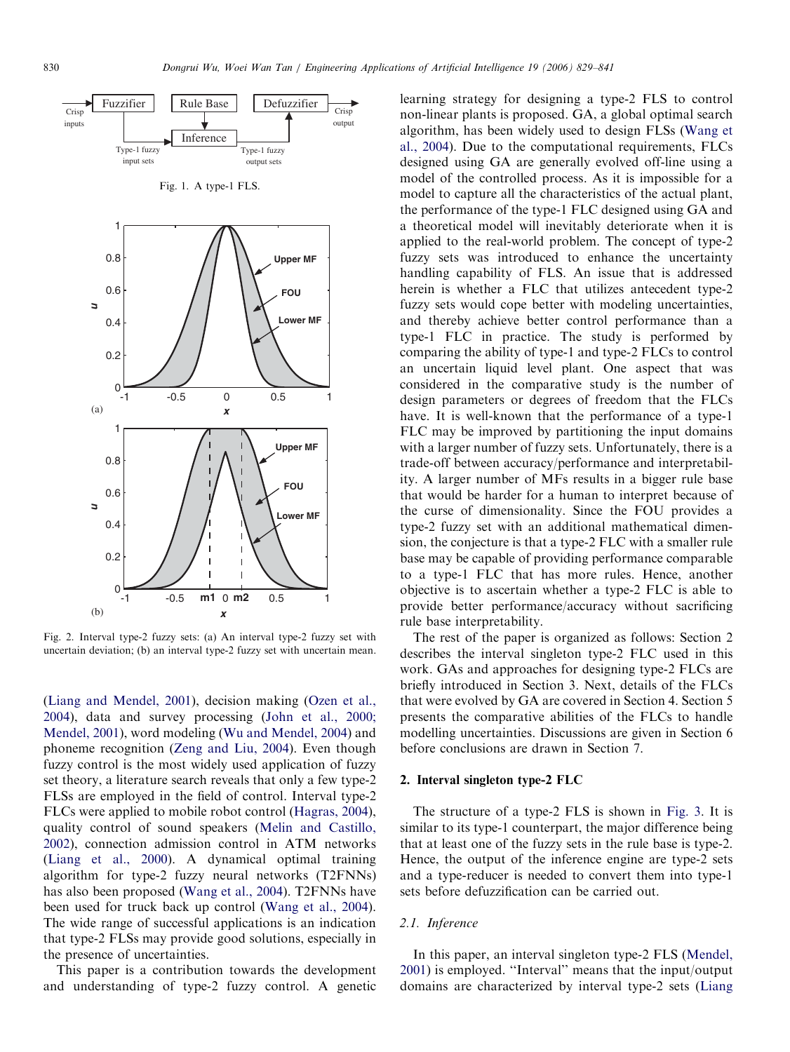Fig. 1. A type-1 FLS.

Fig. 2. Interval type-2 fuzzy sets: (a) An interval type-2 fuzzy set with uncertain deviation; (b) an interval type-2 fuzzy set with uncertain mean.

(Liang and Mendel, 2001), decision making (Ozen et al., 2004), data and survey processing (John et al., 2000; Mendel, 2001), word modeling (Wu and Mendel, 2004) and phoneme recognition (Zeng and Liu, 2004). Even though fuzzy control is the most widely used application of fuzzy set theory, a literature search reveals that only a few type-2 FLSs are employed in the field of control. Interval type-2 FLCs were applied to mobile robot control (Hagras, 2004), quality control of sound speakers (Melin and Castillo, 2002), connection admission control in ATM networks (Liang et al., 2000). A dynamical optimal training algorithm for type-2 fuzzy neural networks (T2FNNs) has also been proposed (Wang et al., 2004). T2FNNs have been used for truck back up control (Wang et al., 2004). The wide range of successful applications is an indication that type-2 FLSs may provide good solutions, especially in the presence of uncertainties.

This paper is a contribution towards the development and understanding of type-2 fuzzy control. A genetic learning strategy for designing a type-2 FLS to control non-linear plants is proposed. GA, a global optimal search algorithm, has been widely used to design FLSs (Wang et al., 2004). Due to the computational requirements, FLCs designed using GA are generally evolved off-line using a model of the controlled process. As it is impossible for a model to capture all the characteristics of the actual plant, the performance of the type-1 FLC designed using GA and a theoretical model will inevitably deteriorate when it is applied to the real-world problem. The concept of type-2 fuzzy sets was introduced to enhance the uncertainty handling capability of FLS. An issue that is addressed herein is whether a FLC that utilizes antecedent type-2 fuzzy sets would cope better with modeling uncertainties, and thereby achieve better control performance than a type-1 FLC in practice. The study is performed by comparing the ability of type-1 and type-2 FLCs to control an uncertain liquid level plant. One aspect that was considered in the comparative study is the number of design parameters or degrees of freedom that the FLCs have. It is well-known that the performance of a type-1 FLC may be improved by partitioning the input domains with a larger number of fuzzy sets. Unfortunately, there is a trade-off between accuracy/performance and interpretability. A larger number of MFs results in a bigger rule base that would be harder for a human to interpret because of the curse of dimensionality. Since the FOU provides a type-2 fuzzy set with an additional mathematical dimension, the conjecture is that a type-2 FLC with a smaller rule base may be capable of providing performance comparable to a type-1 FLC that has more rules. Hence, another objective is to ascertain whether a type-2 FLC is able to provide better performance/accuracy without sacrificing rule base interpretability.

The rest of the paper is organized as follows: Section 2 describes the interval singleton type-2 FLC used in this work. GAs and approaches for designing type-2 FLCs are briefly introduced in Section 3. Next, details of the FLCs that were evolved by GA are covered in Section 4. Section 5 presents the comparative abilities of the FLCs to handle modelling uncertainties. Discussions are given in Section 6 before conclusions are drawn in Section 7.

## 2. Interval singleton type-2 FLC

The structure of a type-2 FLS is shown in Fig. 3. It is similar to its type-1 counterpart, the major difference being that at least one of the fuzzy sets in the rule base is type-2. Hence, the output of the inference engine are type-2 sets and a type-reducer is needed to convert them into type-1 sets before defuzzification can be carried out.

### 2.1. Inference

In this paper, an interval singleton type-2 FLS (Mendel, 2001) is employed. "Interval" means that the input/output domains are characterized by interval type-2 sets (Liang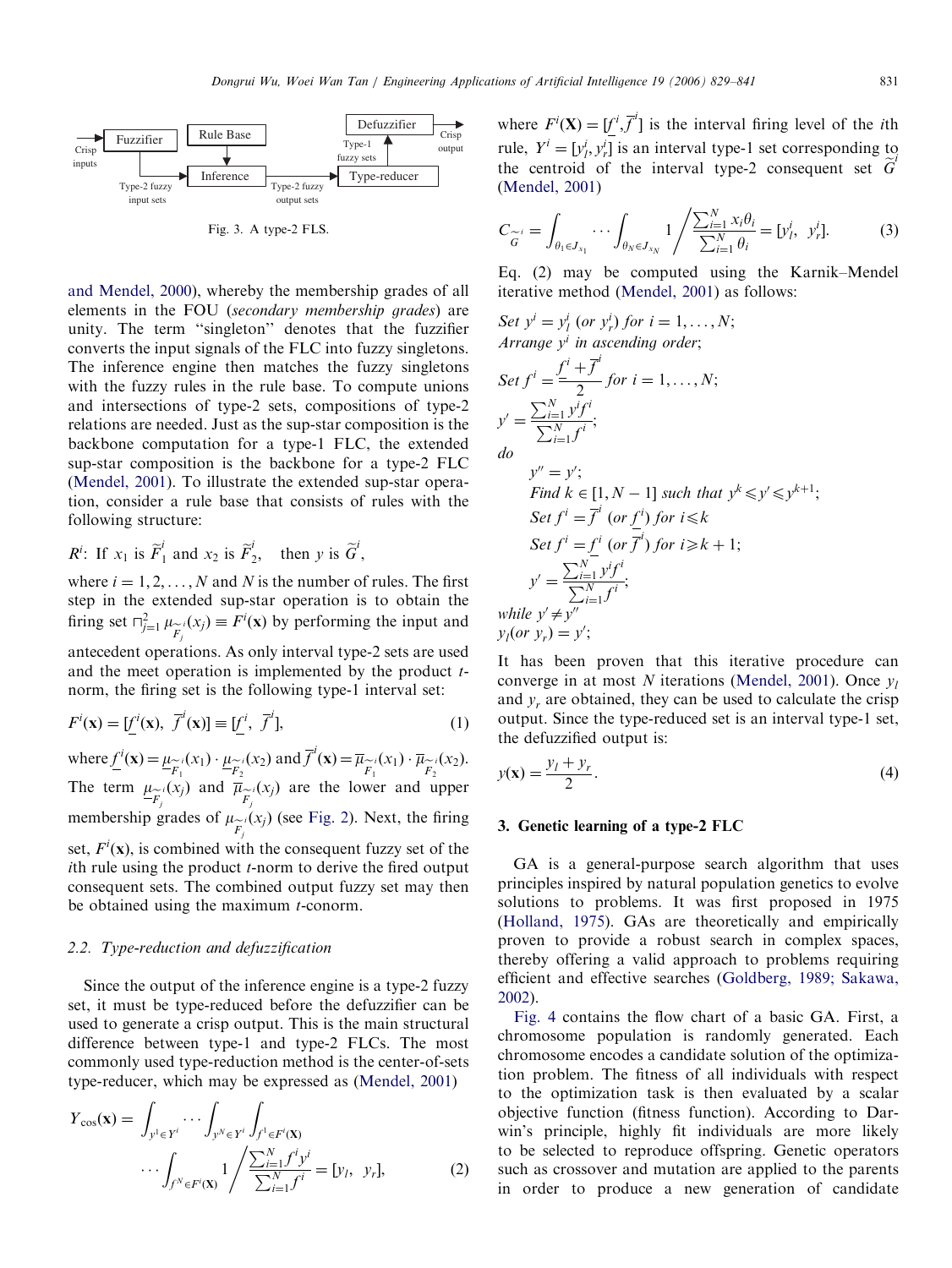Fig. 3. A type-2 FLS.

and Mendel, 2000), whereby the membership grades of all elements in the FOU (*secondary membership grades*) are unity. The term "singleton" denotes that the fuzzifier converts the input signals of the FLC into fuzzy singletons. The inference engine then matches the fuzzy singletons with the fuzzy rules in the rule base. To compute unions and intersections of type-2 sets, compositions of type-2 relations are needed. Just as the sup-star composition is the backbone computation for a type-1 FLC, the extended sup-star composition is the backbone for a type-2 FLC (Mendel, 2001). To illustrate the extended sup-star operation, consider a rule base that consists of rules with the following structure:

$R^i$: If $x_1$ is $\widetilde{F}_1^i$ and $x_2$ is $\widetilde{F}_2^i$, then $y$ is $\widetilde{G}^i$,

where $i = 1, 2, \ldots, N$ and $N$ is the number of rules. The first step in the extended sup-star operation is to obtain the firing set $\sqcap_{j=1}^{2} \mu_{\widetilde{F}_j^i}(x_j) \equiv F^i(\mathbf{x})$ by performing the input and antecedent operations. As only interval type-2 sets are used and the meet operation is implemented by the product $t$-norm, the firing set is the following type-1 interval set:

$$F^i(\mathbf{x}) = [\underline{f}^i(\mathbf{x}),\ \overline{f}^i(\mathbf{x})] \equiv [\underline{f}^i,\ \overline{f}^i], \tag{1}$$

where $\underline{f}^i(\mathbf{x}) = \underline{\mu}_{\widetilde{F}_1^i}(x_1) \cdot \underline{\mu}_{\widetilde{F}_2^i}(x_2)$ and $\overline{f}^i(\mathbf{x}) = \overline{\mu}_{\widetilde{F}_1^i}(x_1) \cdot \overline{\mu}_{\widetilde{F}_2^i}(x_2)$. The term $\underline{\mu}_{\widetilde{F}_j^i}(x_j)$ and $\overline{\mu}_{\widetilde{F}_j^i}(x_j)$ are the lower and upper membership grades of $\mu_{\widetilde{F}_j^i}(x_j)$ (see Fig. 2). Next, the firing set, $F^i(\mathbf{x})$, is combined with the consequent fuzzy set of the $i$th rule using the product $t$-norm to derive the fired output consequent sets. The combined output fuzzy set may then be obtained using the maximum $t$-conorm.

### 2.2. Type-reduction and defuzzification

Since the output of the inference engine is a type-2 fuzzy set, it must be type-reduced before the defuzzifier can be used to generate a crisp output. This is the main structural difference between type-1 and type-2 FLCs. The most commonly used type-reduction method is the center-of-sets type-reducer, which may be expressed as (Mendel, 2001)

$$Y_{\cos}(\mathbf{x}) = \int_{y^1 \in Y^i} \cdots \int_{y^N \in Y^i} \int_{f^1 \in F^i(\mathbf{X})} \cdots \int_{f^N \in F^i(\mathbf{X})} 1 \Bigg/ \frac{\sum_{i=1}^{N} f^i y^i}{\sum_{i=1}^{N} f^i} = [y_l,\ y_r], \tag{2}$$

where $F^i(\mathbf{X}) = [\underline{f}^i, \overline{f}^i]$ is the interval firing level of the $i$th rule, $Y^i = [y_l^i, y_r^i]$ is an interval type-1 set corresponding to the centroid of the interval type-2 consequent set $\widetilde{G}^i$ (Mendel, 2001)

$$C_{\widetilde{G}^i} = \int_{\theta_1 \in J_{x_1}} \cdots \int_{\theta_N \in J_{x_N}} 1 \Bigg/ \frac{\sum_{i=1}^{N} x_i \theta_i}{\sum_{i=1}^{N} \theta_i} = [y_l^i,\ y_r^i]. \tag{3}$$

Eq. (2) may be computed using the Karnik–Mendel iterative method (Mendel, 2001) as follows:

*Set* $y^i = y_l^i$ (*or* $y_r^i$) *for* $i = 1, \ldots, N$;
*Arrange* $y^i$ *in ascending order*;
*Set* $f^i = \dfrac{\underline{f}^i + \overline{f}^i}{2}$ *for* $i = 1, \ldots, N$;
$y' = \dfrac{\sum_{i=1}^{N} y^i f^i}{\sum_{i=1}^{N} f^i}$;
*do*
  $y'' = y'$;
  *Find* $k \in [1, N-1]$ *such that* $y^k \leqslant y' \leqslant y^{k+1}$;
  *Set* $f^i = \overline{f}^i$ (*or* $\underline{f}^i$) *for* $i \leqslant k$
  *Set* $f^i = \underline{f}^i$ (*or* $\overline{f}^i$) *for* $i \geqslant k+1$;
  $y' = \dfrac{\sum_{i=1}^{N} y^i f^i}{\sum_{i=1}^{N} f^i}$;
*while* $y' \neq y''$
$y_l$(*or* $y_r$) $= y'$;

It has been proven that this iterative procedure can converge in at most $N$ iterations (Mendel, 2001). Once $y_l$ and $y_r$ are obtained, they can be used to calculate the crisp output. Since the type-reduced set is an interval type-1 set, the defuzzified output is:

$$y(\mathbf{x}) = \frac{y_l + y_r}{2}. \tag{4}$$

## 3. Genetic learning of a type-2 FLC

GA is a general-purpose search algorithm that uses principles inspired by natural population genetics to evolve solutions to problems. It was first proposed in 1975 (Holland, 1975). GAs are theoretically and empirically proven to provide a robust search in complex spaces, thereby offering a valid approach to problems requiring efficient and effective searches (Goldberg, 1989; Sakawa, 2002).

Fig. 4 contains the flow chart of a basic GA. First, a chromosome population is randomly generated. Each chromosome encodes a candidate solution of the optimization problem. The fitness of all individuals with respect to the optimization task is then evaluated by a scalar objective function (fitness function). According to Darwin's principle, highly fit individuals are more likely to be selected to reproduce offspring. Genetic operators such as crossover and mutation are applied to the parents in order to produce a new generation of candidate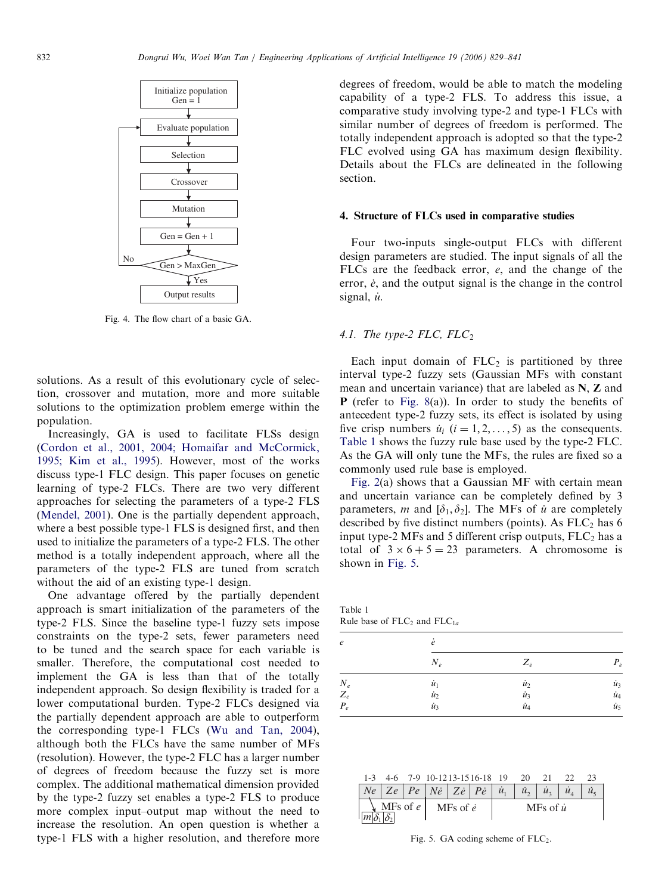Fig. 4. The flow chart of a basic GA.

solutions. As a result of this evolutionary cycle of selection, crossover and mutation, more and more suitable solutions to the optimization problem emerge within the population.

Increasingly, GA is used to facilitate FLSs design (Cordon et al., 2001, 2004; Homaifar and McCormick, 1995; Kim et al., 1995). However, most of the works discuss type-1 FLC design. This paper focuses on genetic learning of type-2 FLCs. There are two very different approaches for selecting the parameters of a type-2 FLS (Mendel, 2001). One is the partially dependent approach, where a best possible type-1 FLS is designed first, and then used to initialize the parameters of a type-2 FLS. The other method is a totally independent approach, where all the parameters of the type-2 FLS are tuned from scratch without the aid of an existing type-1 design.

One advantage offered by the partially dependent approach is smart initialization of the parameters of the type-2 FLS. Since the baseline type-1 fuzzy sets impose constraints on the type-2 sets, fewer parameters need to be tuned and the search space for each variable is smaller. Therefore, the computational cost needed to implement the GA is less than that of the totally independent approach. So design flexibility is traded for a lower computational burden. Type-2 FLCs designed via the partially dependent approach are able to outperform the corresponding type-1 FLCs (Wu and Tan, 2004), although both the FLCs have the same number of MFs (resolution). However, the type-2 FLC has a larger number of degrees of freedom because the fuzzy set is more complex. The additional mathematical dimension provided by the type-2 fuzzy set enables a type-2 FLS to produce more complex input–output map without the need to increase the resolution. An open question is whether a type-1 FLS with a higher resolution, and therefore more degrees of freedom, would be able to match the modeling capability of a type-2 FLS. To address this issue, a comparative study involving type-2 and type-1 FLCs with similar number of degrees of freedom is performed. The totally independent approach is adopted so that the type-2 FLC evolved using GA has maximum design flexibility. Details about the FLCs are delineated in the following section.

## 4. Structure of FLCs used in comparative studies

Four two-inputs single-output FLCs with different design parameters are studied. The input signals of all the FLCs are the feedback error, $e$, and the change of the error, $\dot{e}$, and the output signal is the change in the control signal, $\dot{u}$.

### 4.1. The type-2 FLC, $FLC_2$

Each input domain of $FLC_2$ is partitioned by three interval type-2 fuzzy sets (Gaussian MFs with constant mean and uncertain variance) that are labeled as **N**, **Z** and **P** (refer to Fig. 8(a)). In order to study the benefits of antecedent type-2 fuzzy sets, its effect is isolated by using five crisp numbers $\dot{u}_i$ $(i = 1, 2, \ldots, 5)$ as the consequents. Table 1 shows the fuzzy rule base used by the type-2 FLC. As the GA will only tune the MFs, the rules are fixed so a commonly used rule base is employed.

Fig. 2(a) shows that a Gaussian MF with certain mean and uncertain variance can be completely defined by 3 parameters, $m$ and $[\delta_1, \delta_2]$. The MFs of $\dot{u}$ are completely described by five distinct numbers (points). As $FLC_2$ has 6 input type-2 MFs and 5 different crisp outputs, $FLC_2$ has a total of $3 \times 6 + 5 = 23$ parameters. A chromosome is shown in Fig. 5.

Table 1
Rule base of $FLC_2$ and $FLC_{1a}$

| $e$ | $\dot{e}$ | | |
|---|---|---|---|
| | $N_{\dot{e}}$ | $Z_{\dot{e}}$ | $P_{\dot{e}}$ |
| $N_e$ | $\dot{u}_1$ | $\dot{u}_2$ | $\dot{u}_3$ |
| $Z_e$ | $\dot{u}_2$ | $\dot{u}_3$ | $\dot{u}_4$ |
| $P_e$ | $\dot{u}_3$ | $\dot{u}_4$ | $\dot{u}_5$ |

| 1-3 | 4-6 | 7-9 | 10-12 | 13-15 | 16-18 | 19 | 20 | 21 | 22 | 23 |
|---|---|---|---|---|---|---|---|---|---|---|
| $Ne$ | $Ze$ | $Pe$ | $N\dot{e}$ | $Z\dot{e}$ | $P\dot{e}$ | $\dot{u}_1$ | $\dot{u}_2$ | $\dot{u}_3$ | $\dot{u}_4$ | $\dot{u}_5$ |
| MFs of $e$ ($m$, $\delta_1$, $\delta_2$) | | | MFs of $\dot{e}$ | | | MFs of $\dot{u}$ | | | | |

Fig. 5. GA coding scheme of $FLC_2$.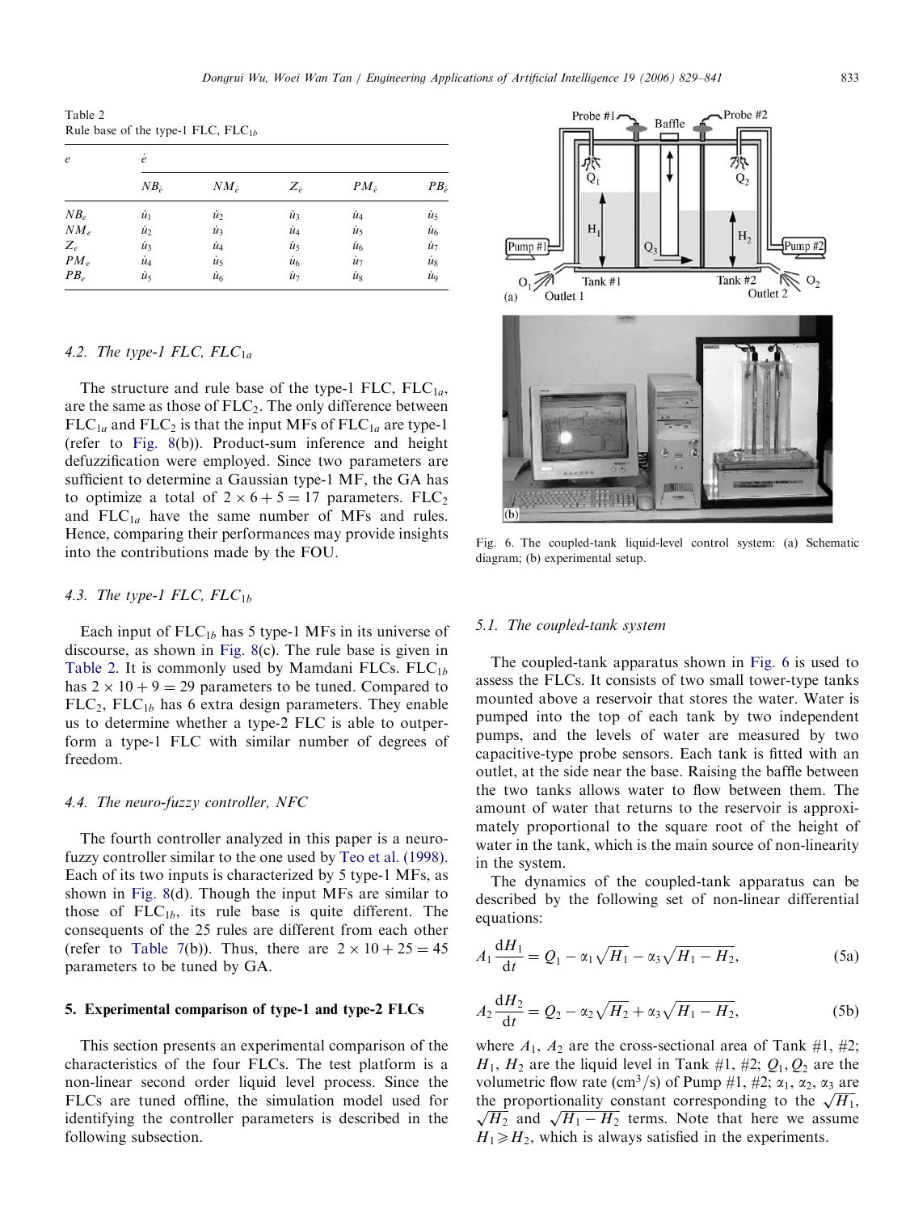Table 2
Rule base of the type-1 FLC, $FLC_{1b}$

| $e$ | $\dot{e}$ | | | | |
|---|---|---|---|---|---|
| | $NB_{\dot{e}}$ | $NM_{\dot{e}}$ | $Z_{\dot{e}}$ | $PM_{\dot{e}}$ | $PB_{\dot{e}}$ |
| $NB_e$ | $\dot{u}_1$ | $\dot{u}_2$ | $\dot{u}_3$ | $\dot{u}_4$ | $\dot{u}_5$ |
| $NM_e$ | $\dot{u}_2$ | $\dot{u}_3$ | $\dot{u}_4$ | $\dot{u}_5$ | $\dot{u}_6$ |
| $Z_e$ | $\dot{u}_3$ | $\dot{u}_4$ | $\dot{u}_5$ | $\dot{u}_6$ | $\dot{u}_7$ |
| $PM_e$ | $\dot{u}_4$ | $\dot{u}_5$ | $\dot{u}_6$ | $\dot{u}_7$ | $\dot{u}_8$ |
| $PB_e$ | $\dot{u}_5$ | $\dot{u}_6$ | $\dot{u}_7$ | $\dot{u}_8$ | $\dot{u}_9$ |

### 4.2. The type-1 FLC, $FLC_{1a}$

The structure and rule base of the type-1 FLC, $FLC_{1a}$, are the same as those of $FLC_2$. The only difference between $FLC_{1a}$ and $FLC_2$ is that the input MFs of $FLC_{1a}$ are type-1 (refer to Fig. 8(b)). Product-sum inference and height defuzzification were employed. Since two parameters are sufficient to determine a Gaussian type-1 MF, the GA has to optimize a total of $2 \times 6 + 5 = 17$ parameters. $FLC_2$ and $FLC_{1a}$ have the same number of MFs and rules. Hence, comparing their performances may provide insights into the contributions made by the FOU.

### 4.3. The type-1 FLC, $FLC_{1b}$

Each input of $FLC_{1b}$ has 5 type-1 MFs in its universe of discourse, as shown in Fig. 8(c). The rule base is given in Table 2. It is commonly used by Mamdani FLCs. $FLC_{1b}$ has $2 \times 10 + 9 = 29$ parameters to be tuned. Compared to $FLC_2$, $FLC_{1b}$ has 6 extra design parameters. They enable us to determine whether a type-2 FLC is able to outperform a type-1 FLC with similar number of degrees of freedom.

### 4.4. The neuro-fuzzy controller, NFC

The fourth controller analyzed in this paper is a neuro-fuzzy controller similar to the one used by Teo et al. (1998). Each of its two inputs is characterized by 5 type-1 MFs, as shown in Fig. 8(d). Though the input MFs are similar to those of $FLC_{1b}$, its rule base is quite different. The consequents of the 25 rules are different from each other (refer to Table 7(b)). Thus, there are $2 \times 10 + 25 = 45$ parameters to be tuned by GA.

## 5. Experimental comparison of type-1 and type-2 FLCs

This section presents an experimental comparison of the characteristics of the four FLCs. The test platform is a non-linear second order liquid level process. Since the FLCs are tuned offline, the simulation model used for identifying the controller parameters is described in the following subsection.

Fig. 6. The coupled-tank liquid-level control system: (a) Schematic diagram; (b) experimental setup.

### 5.1. The coupled-tank system

The coupled-tank apparatus shown in Fig. 6 is used to assess the FLCs. It consists of two small tower-type tanks mounted above a reservoir that stores the water. Water is pumped into the top of each tank by two independent pumps, and the levels of water are measured by two capacitive-type probe sensors. Each tank is fitted with an outlet, at the side near the base. Raising the baffle between the two tanks allows water to flow between them. The amount of water that returns to the reservoir is approximately proportional to the square root of the height of water in the tank, which is the main source of non-linearity in the system.

The dynamics of the coupled-tank apparatus can be described by the following set of non-linear differential equations:

$$A_1 \frac{dH_1}{dt} = Q_1 - \alpha_1 \sqrt{H_1} - \alpha_3 \sqrt{H_1 - H_2}, \tag{5a}$$

$$A_2 \frac{dH_2}{dt} = Q_2 - \alpha_2 \sqrt{H_2} + \alpha_3 \sqrt{H_1 - H_2}, \tag{5b}$$

where $A_1$, $A_2$ are the cross-sectional area of Tank #1, #2; $H_1$, $H_2$ are the liquid level in Tank #1, #2; $Q_1, Q_2$ are the volumetric flow rate ($cm^3/s$) of Pump #1, #2; $\alpha_1$, $\alpha_2$, $\alpha_3$ are the proportionality constant corresponding to the $\sqrt{H_1}$, $\sqrt{H_2}$ and $\sqrt{H_1 - H_2}$ terms. Note that here we assume $H_1 \geqslant H_2$, which is always satisfied in the experiments.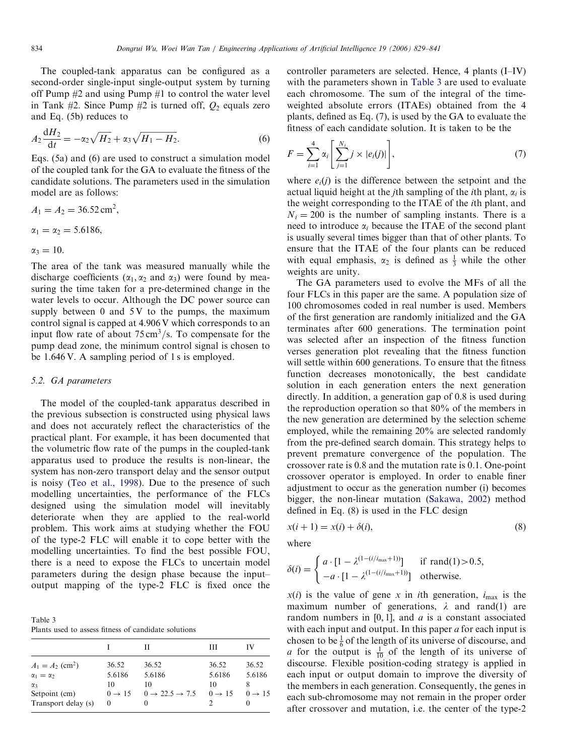The coupled-tank apparatus can be configured as a second-order single-input single-output system by turning off Pump #2 and using Pump #1 to control the water level in Tank #2. Since Pump #2 is turned off, $Q_2$ equals zero and Eq. (5b) reduces to

$$A_2 \frac{\mathrm{d}H_2}{\mathrm{d}t} = -\alpha_2\sqrt{H_2} + \alpha_3\sqrt{H_1 - H_2}. \tag{6}$$

Eqs. (5a) and (6) are used to construct a simulation model of the coupled tank for the GA to evaluate the fitness of the candidate solutions. The parameters used in the simulation model are as follows:

$A_1 = A_2 = 36.52\,\mathrm{cm}^2$,

$\alpha_1 = \alpha_2 = 5.6186$,

$\alpha_3 = 10$.

The area of the tank was measured manually while the discharge coefficients ($\alpha_1, \alpha_2$ and $\alpha_3$) were found by measuring the time taken for a pre-determined change in the water levels to occur. Although the DC power source can supply between 0 and 5 V to the pumps, the maximum control signal is capped at 4.906 V which corresponds to an input flow rate of about $75\,\mathrm{cm}^3/\mathrm{s}$. To compensate for the pump dead zone, the minimum control signal is chosen to be 1.646 V. A sampling period of 1 s is employed.

### 5.2. GA parameters

The model of the coupled-tank apparatus described in the previous subsection is constructed using physical laws and does not accurately reflect the characteristics of the practical plant. For example, it has been documented that the volumetric flow rate of the pumps in the coupled-tank apparatus used to produce the results is non-linear, the system has non-zero transport delay and the sensor output is noisy (Teo et al., 1998). Due to the presence of such modelling uncertainties, the performance of the FLCs designed using the simulation model will inevitably deteriorate when they are applied to the real-world problem. This work aims at studying whether the FOU of the type-2 FLC will enable it to cope better with the modelling uncertainties. To find the best possible FOU, there is a need to expose the FLCs to uncertain model parameters during the design phase because the input–output mapping of the type-2 FLC is fixed once the controller parameters are selected. Hence, 4 plants (I–IV) with the parameters shown in Table 3 are used to evaluate each chromosome. The sum of the integral of the time-weighted absolute errors (ITAEs) obtained from the 4 plants, defined as Eq. (7), is used by the GA to evaluate the fitness of each candidate solution. It is taken to be the

$$F = \sum_{i=1}^{4} \alpha_i \left[ \sum_{j=1}^{N_i} j \times |e_i(j)| \right], \tag{7}$$

where $e_i(j)$ is the difference between the setpoint and the actual liquid height at the $j$th sampling of the $i$th plant, $\alpha_i$ is the weight corresponding to the ITAE of the $i$th plant, and $N_i = 200$ is the number of sampling instants. There is a need to introduce $\alpha_i$ because the ITAE of the second plant is usually several times bigger than that of other plants. To ensure that the ITAE of the four plants can be reduced with equal emphasis, $\alpha_2$ is defined as $\frac{1}{3}$ while the other weights are unity.

The GA parameters used to evolve the MFs of all the four FLCs in this paper are the same. A population size of 100 chromosomes coded in real number is used. Members of the first generation are randomly initialized and the GA terminates after 600 generations. The termination point was selected after an inspection of the fitness function verses generation plot revealing that the fitness function will settle within 600 generations. To ensure that the fitness function decreases monotonically, the best candidate solution in each generation enters the next generation directly. In addition, a generation gap of 0.8 is used during the reproduction operation so that 80% of the members in the new generation are determined by the selection scheme employed, while the remaining 20% are selected randomly from the pre-defined search domain. This strategy helps to prevent premature convergence of the population. The crossover rate is 0.8 and the mutation rate is 0.1. One-point crossover operator is employed. In order to enable finer adjustment to occur as the generation number (i) becomes bigger, the non-linear mutation (Sakawa, 2002) method defined in Eq. (8) is used in the FLC design

$$x(i+1) = x(i) + \delta(i), \tag{8}$$

where

$$\delta(i) = \begin{cases} a \cdot [1 - \lambda^{(1-(i/i_{\max}+1))}] & \text{if } \mathrm{rand}(1) > 0.5, \\ -a \cdot [1 - \lambda^{(1-(i/i_{\max}+1))}] & \text{otherwise.} \end{cases}$$

$x(i)$ is the value of gene $x$ in $i$th generation, $i_{\max}$ is the maximum number of generations, $\lambda$ and rand(1) are random numbers in [0, 1], and $a$ is a constant associated with each input and output. In this paper $a$ for each input is chosen to be $\frac{1}{6}$ of the length of its universe of discourse, and $a$ for the output is $\frac{1}{10}$ of the length of its universe of discourse. Flexible position-coding strategy is applied in each input or output domain to improve the diversity of the members in each generation. Consequently, the genes in each sub-chromosome may not remain in the proper order after crossover and mutation, i.e. the center of the type-2

Table 3
Plants used to assess fitness of candidate solutions

| | I | II | III | IV |
|---|---|---|---|---|
| $A_1 = A_2$ (cm$^2$) | 36.52 | 36.52 | 36.52 | 36.52 |
| $\alpha_1 = \alpha_2$ | 5.6186 | 5.6186 | 5.6186 | 5.6186 |
| $\alpha_3$ | 10 | 10 | 10 | 8 |
| Setpoint (cm) | $0 \to 15$ | $0 \to 22.5 \to 7.5$ | $0 \to 15$ | $0 \to 15$ |
| Transport delay (s) | 0 | 0 | 2 | 0 |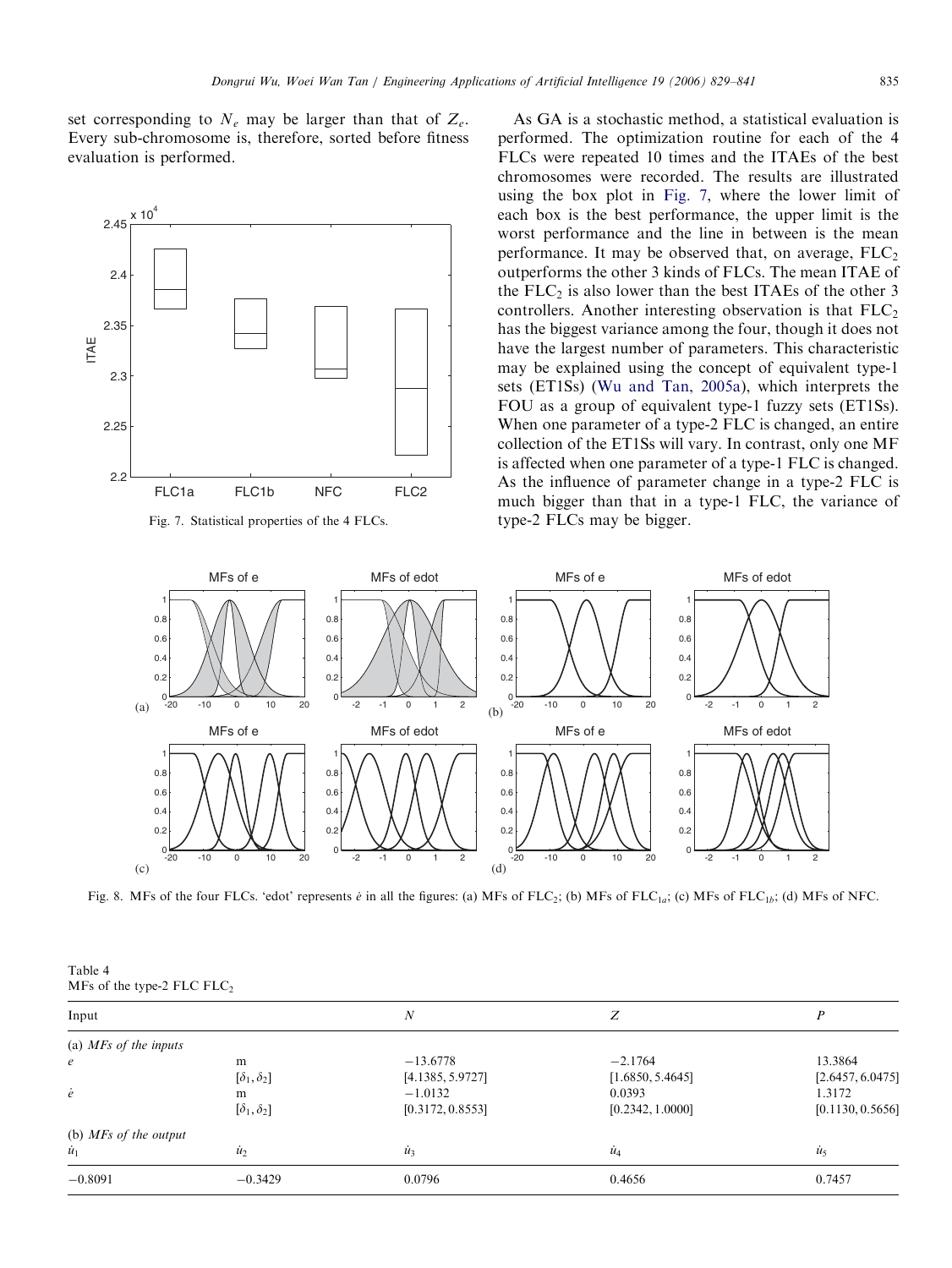set corresponding to $N_e$ may be larger than that of $Z_e$. Every sub-chromosome is, therefore, sorted before fitness evaluation is performed.

Fig. 7. Statistical properties of the 4 FLCs.

As GA is a stochastic method, a statistical evaluation is performed. The optimization routine for each of the 4 FLCs were repeated 10 times and the ITAEs of the best chromosomes were recorded. The results are illustrated using the box plot in Fig. 7, where the lower limit of each box is the best performance, the upper limit is the worst performance and the line in between is the mean performance. It may be observed that, on average, $FLC_2$ outperforms the other 3 kinds of FLCs. The mean ITAE of the $FLC_2$ is also lower than the best ITAEs of the other 3 controllers. Another interesting observation is that $FLC_2$ has the biggest variance among the four, though it does not have the largest number of parameters. This characteristic may be explained using the concept of equivalent type-1 sets (ET1Ss) (Wu and Tan, 2005a), which interprets the FOU as a group of equivalent type-1 fuzzy sets (ET1Ss). When one parameter of a type-2 FLC is changed, an entire collection of the ET1Ss will vary. In contrast, only one MF is affected when one parameter of a type-1 FLC is changed. As the influence of parameter change in a type-2 FLC is much bigger than that in a type-1 FLC, the variance of type-2 FLCs may be bigger.

Fig. 8. MFs of the four FLCs. 'edot' represents $\dot{e}$ in all the figures: (a) MFs of $FLC_2$; (b) MFs of $FLC_{1a}$; (c) MFs of $FLC_{1b}$; (d) MFs of NFC.

Table 4
MFs of the type-2 FLC $FLC_2$

| Input | | $N$ | $Z$ | $P$ |
|---|---|---|---|---|
| (a) *MFs of the inputs* | | | | |
| $e$ | m | −13.6778 | −2.1764 | 13.3864 |
| | $[\delta_1, \delta_2]$ | [4.1385, 5.9727] | [1.6850, 5.4645] | [2.6457, 6.0475] |
| $\dot{e}$ | m | −1.0132 | 0.0393 | 1.3172 |
| | $[\delta_1, \delta_2]$ | [0.3172, 0.8553] | [0.2342, 1.0000] | [0.1130, 0.5656] |
| (b) *MFs of the output* | | | | |
| $\dot{u}_1$ | $\dot{u}_2$ | $\dot{u}_3$ | $\dot{u}_4$ | $\dot{u}_5$ |
| −0.8091 | −0.3429 | 0.0796 | 0.4656 | 0.7457 |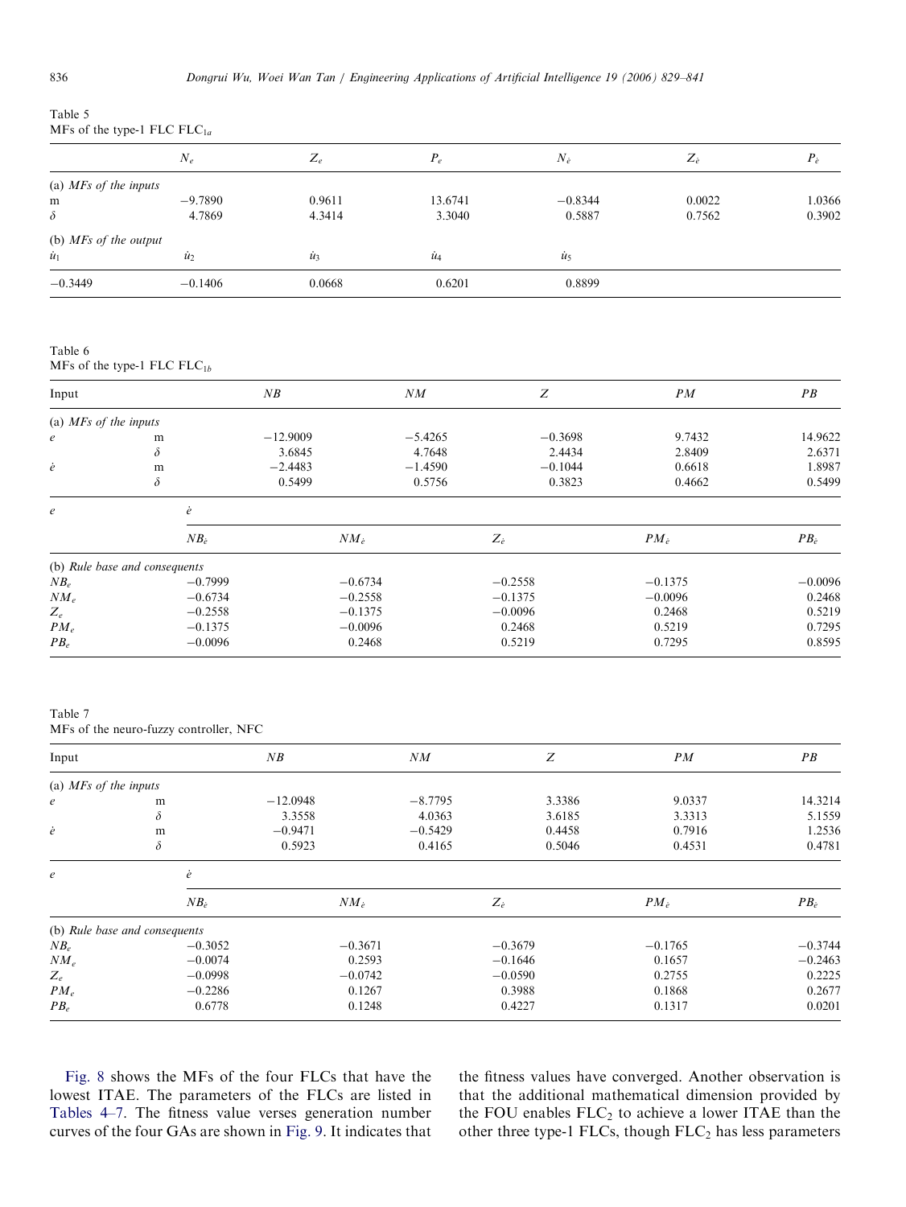Table 5
MFs of the type-1 FLC $FLC_{1a}$

| | $N_e$ | $Z_e$ | $P_e$ | $N_{\dot{e}}$ | $Z_{\dot{e}}$ | $P_{\dot{e}}$ |
|---|---|---|---|---|---|---|
| (a) *MFs of the inputs* | | | | | | |
| m | −9.7890 | 0.9611 | 13.6741 | −0.8344 | 0.0022 | 1.0366 |
| $\delta$ | 4.7869 | 4.3414 | 3.3040 | 0.5887 | 0.7562 | 0.3902 |
| (b) *MFs of the output* | | | | | | |
| $\dot{u}_1$ | $\dot{u}_2$ | $\dot{u}_3$ | $\dot{u}_4$ | $\dot{u}_5$ | | |
| −0.3449 | −0.1406 | 0.0668 | 0.6201 | 0.8899 | | |

Table 6
MFs of the type-1 FLC $FLC_{1b}$

| Input | | $NB$ | $NM$ | $Z$ | $PM$ | $PB$ |
|---|---|---|---|---|---|---|
| (a) *MFs of the inputs* | | | | | | |
| $e$ | m | −12.9009 | −5.4265 | −0.3698 | 9.7432 | 14.9622 |
| | $\delta$ | 3.6845 | 4.7648 | 2.4434 | 2.8409 | 2.6371 |
| $\dot{e}$ | m | −2.4483 | −1.4590 | −0.1044 | 0.6618 | 1.8987 |
| | $\delta$ | 0.5499 | 0.5756 | 0.3823 | 0.4662 | 0.5499 |

| $e$ | $\dot{e}$ | | | | |
|---|---|---|---|---|---|
| | $NB_{\dot{e}}$ | $NM_{\dot{e}}$ | $Z_{\dot{e}}$ | $PM_{\dot{e}}$ | $PB_{\dot{e}}$ |
| (b) *Rule base and consequents* | | | | | |
| $NB_e$ | −0.7999 | −0.6734 | −0.2558 | −0.1375 | −0.0096 |
| $NM_e$ | −0.6734 | −0.2558 | −0.1375 | −0.0096 | 0.2468 |
| $Z_e$ | −0.2558 | −0.1375 | −0.0096 | 0.2468 | 0.5219 |
| $PM_e$ | −0.1375 | −0.0096 | 0.2468 | 0.5219 | 0.7295 |
| $PB_e$ | −0.0096 | 0.2468 | 0.5219 | 0.7295 | 0.8595 |

Table 7
MFs of the neuro-fuzzy controller, NFC

| Input | | $NB$ | $NM$ | $Z$ | $PM$ | $PB$ |
|---|---|---|---|---|---|---|
| (a) *MFs of the inputs* | | | | | | |
| $e$ | m | −12.0948 | −8.7795 | 3.3386 | 9.0337 | 14.3214 |
| | $\delta$ | 3.3558 | 4.0363 | 3.6185 | 3.3313 | 5.1559 |
| $\dot{e}$ | m | −0.9471 | −0.5429 | 0.4458 | 0.7916 | 1.2536 |
| | $\delta$ | 0.5923 | 0.4165 | 0.5046 | 0.4531 | 0.4781 |

| $e$ | $\dot{e}$ | | | | |
|---|---|---|---|---|---|
| | $NB_{\dot{e}}$ | $NM_{\dot{e}}$ | $Z_{\dot{e}}$ | $PM_{\dot{e}}$ | $PB_{\dot{e}}$ |
| (b) *Rule base and consequents* | | | | | |
| $NB_e$ | −0.3052 | −0.3671 | −0.3679 | −0.1765 | −0.3744 |
| $NM_e$ | −0.0074 | 0.2593 | −0.1646 | 0.1657 | −0.2463 |
| $Z_e$ | −0.0998 | −0.0742 | −0.0590 | 0.2755 | 0.2225 |
| $PM_e$ | −0.2286 | 0.1267 | 0.3988 | 0.1868 | 0.2677 |
| $PB_e$ | 0.6778 | 0.1248 | 0.4227 | 0.1317 | 0.0201 |

Fig. 8 shows the MFs of the four FLCs that have the lowest ITAE. The parameters of the FLCs are listed in Tables 4–7. The fitness value verses generation number curves of the four GAs are shown in Fig. 9. It indicates that the fitness values have converged. Another observation is that the additional mathematical dimension provided by the FOU enables $FLC_2$ to achieve a lower ITAE than the other three type-1 FLCs, though $FLC_2$ has less parameters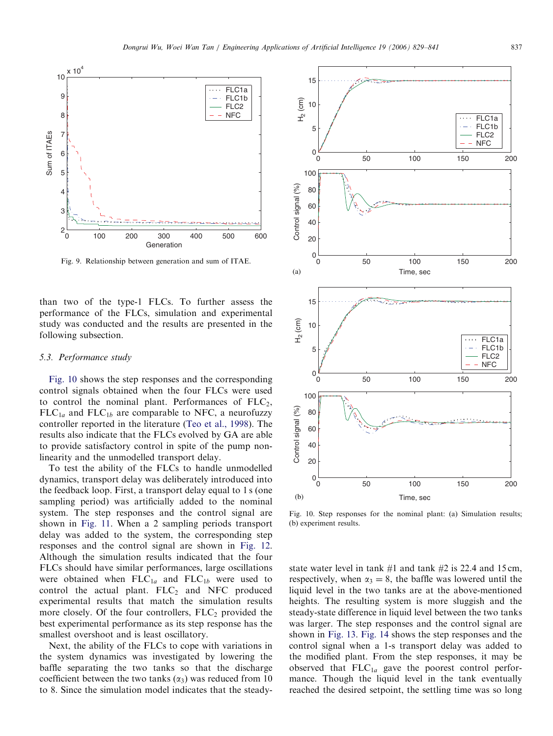Fig. 9. Relationship between generation and sum of ITAE.

than two of the type-1 FLCs. To further assess the performance of the FLCs, simulation and experimental study was conducted and the results are presented in the following subsection.

### 5.3. Performance study

Fig. 10 shows the step responses and the corresponding control signals obtained when the four FLCs were used to control the nominal plant. Performances of $FLC_2$, $FLC_{1a}$ and $FLC_{1b}$ are comparable to NFC, a neurofuzzy controller reported in the literature (Teo et al., 1998). The results also indicate that the FLCs evolved by GA are able to provide satisfactory control in spite of the pump non-linearity and the unmodelled transport delay.

To test the ability of the FLCs to handle unmodelled dynamics, transport delay was deliberately introduced into the feedback loop. First, a transport delay equal to 1 s (one sampling period) was artificially added to the nominal system. The step responses and the control signal are shown in Fig. 11. When a 2 sampling periods transport delay was added to the system, the corresponding step responses and the control signal are shown in Fig. 12. Although the simulation results indicated that the four FLCs should have similar performances, large oscillations were obtained when $FLC_{1a}$ and $FLC_{1b}$ were used to control the actual plant. $FLC_2$ and NFC produced experimental results that match the simulation results more closely. Of the four controllers, $FLC_2$ provided the best experimental performance as its step response has the smallest overshoot and is least oscillatory.

Next, the ability of the FLCs to cope with variations in the system dynamics was investigated by lowering the baffle separating the two tanks so that the discharge coefficient between the two tanks ($\alpha_3$) was reduced from 10 to 8. Since the simulation model indicates that the steady-state water level in tank #1 and tank #2 is 22.4 and 15 cm, respectively, when $\alpha_3 = 8$, the baffle was lowered until the liquid level in the two tanks are at the above-mentioned heights. The resulting system is more sluggish and the steady-state difference in liquid level between the two tanks was larger. The step responses and the control signal are shown in Fig. 13. Fig. 14 shows the step responses and the control signal when a 1-s transport delay was added to the modified plant. From the step responses, it may be observed that $FLC_{1a}$ gave the poorest control performance. Though the liquid level in the tank eventually reached the desired setpoint, the settling time was so long

Fig. 10. Step responses for the nominal plant: (a) Simulation results; (b) experiment results.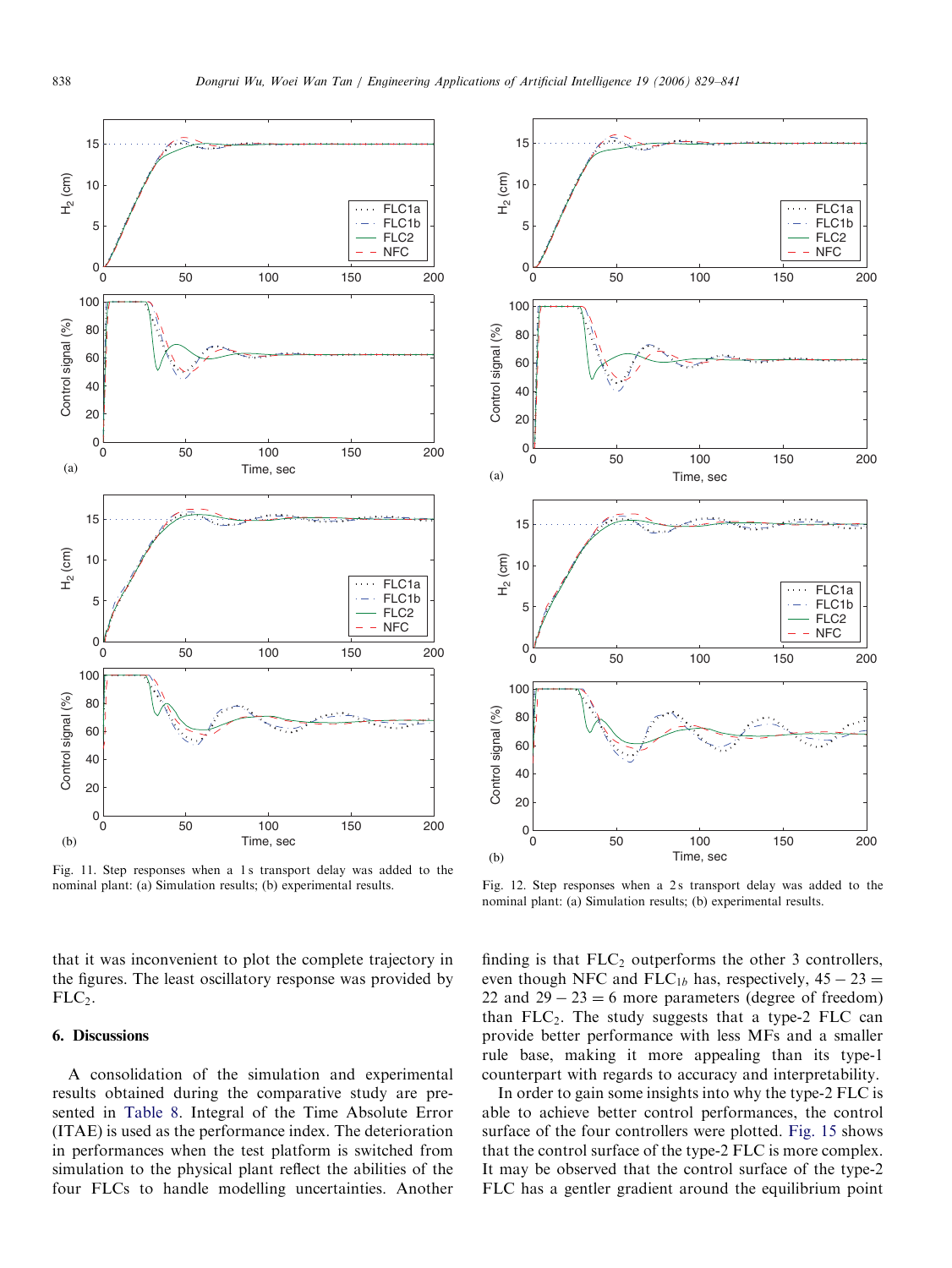Fig. 11. Step responses when a 1 s transport delay was added to the nominal plant: (a) Simulation results; (b) experimental results.

Fig. 12. Step responses when a 2 s transport delay was added to the nominal plant: (a) Simulation results; (b) experimental results.

that it was inconvenient to plot the complete trajectory in the figures. The least oscillatory response was provided by $FLC_2$.

## 6. Discussions

A consolidation of the simulation and experimental results obtained during the comparative study are presented in Table 8. Integral of the Time Absolute Error (ITAE) is used as the performance index. The deterioration in performances when the test platform is switched from simulation to the physical plant reflect the abilities of the four FLCs to handle modelling uncertainties. Another finding is that $FLC_2$ outperforms the other 3 controllers, even though NFC and $FLC_{1b}$ has, respectively, $45-23=22$ and $29-23=6$ more parameters (degree of freedom) than $FLC_2$. The study suggests that a type-2 FLC can provide better performance with less MFs and a smaller rule base, making it more appealing than its type-1 counterpart with regards to accuracy and interpretability.

In order to gain some insights into why the type-2 FLC is able to achieve better control performances, the control surface of the four controllers were plotted. Fig. 15 shows that the control surface of the type-2 FLC is more complex. It may be observed that the control surface of the type-2 FLC has a gentler gradient around the equilibrium point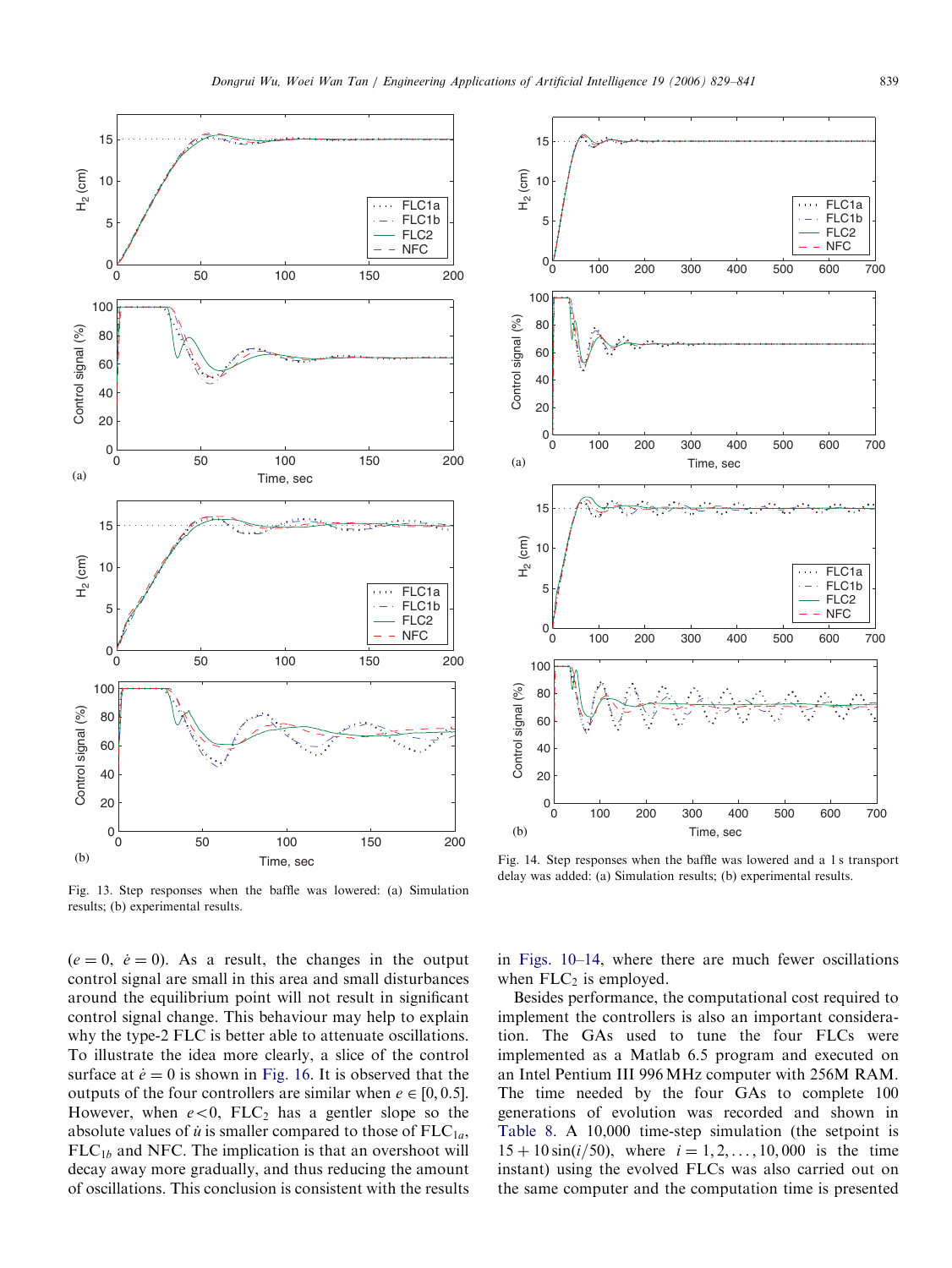Fig. 13. Step responses when the baffle was lowered: (a) Simulation results; (b) experimental results.

Fig. 14. Step responses when the baffle was lowered and a 1 s transport delay was added: (a) Simulation results; (b) experimental results.

($e = 0$, $\dot{e} = 0$). As a result, the changes in the output control signal are small in this area and small disturbances around the equilibrium point will not result in significant control signal change. This behaviour may help to explain why the type-2 FLC is better able to attenuate oscillations. To illustrate the idea more clearly, a slice of the control surface at $\dot{e} = 0$ is shown in Fig. 16. It is observed that the outputs of the four controllers are similar when $e \in [0, 0.5]$. However, when $e < 0$, $\text{FLC}_2$ has a gentler slope so the absolute values of $\dot{u}$ is smaller compared to those of $\text{FLC}_{1a}$, $\text{FLC}_{1b}$ and NFC. The implication is that an overshoot will decay away more gradually, and thus reducing the amount of oscillations. This conclusion is consistent with the results in Figs. 10–14, where there are much fewer oscillations when $\text{FLC}_2$ is employed.

Besides performance, the computational cost required to implement the controllers is also an important consideration. The GAs used to tune the four FLCs were implemented as a Matlab 6.5 program and executed on an Intel Pentium III 996 MHz computer with 256M RAM. The time needed by the four GAs to complete 100 generations of evolution was recorded and shown in Table 8. A 10,000 time-step simulation (the setpoint is $15 + 10\sin(i/50)$, where $i = 1, 2, \ldots, 10,000$ is the time instant) using the evolved FLCs was also carried out on the same computer and the computation time is presented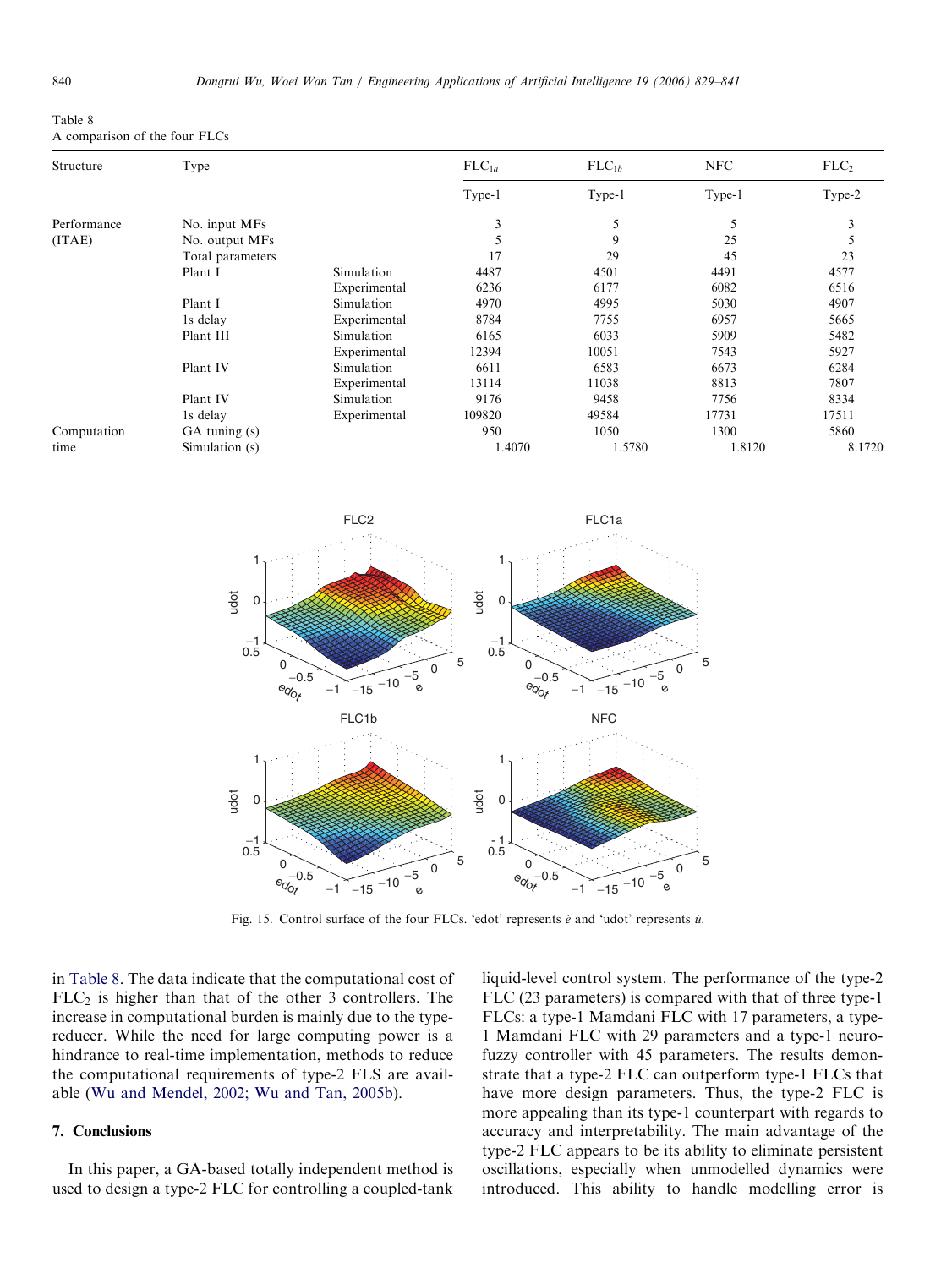Table 8
A comparison of the four FLCs

| Structure | Type | | $FLC_{1a}$ | $FLC_{1b}$ | NFC | $FLC_2$ |
|---|---|---|---|---|---|---|
| | | | Type-1 | Type-1 | Type-1 | Type-2 |
| Performance | No. input MFs | | 3 | 5 | 5 | 3 |
| (ITAE) | No. output MFs | | 5 | 9 | 25 | 5 |
| | Total parameters | | 17 | 29 | 45 | 23 |
| | Plant I | Simulation | 4487 | 4501 | 4491 | 4577 |
| | | Experimental | 6236 | 6177 | 6082 | 6516 |
| | Plant I | Simulation | 4970 | 4995 | 5030 | 4907 |
| | 1s delay | Experimental | 8784 | 7755 | 6957 | 5665 |
| | Plant III | Simulation | 6165 | 6033 | 5909 | 5482 |
| | | Experimental | 12394 | 10051 | 7543 | 5927 |
| | Plant IV | Simulation | 6611 | 6583 | 6673 | 6284 |
| | | Experimental | 13114 | 11038 | 8813 | 7807 |
| | Plant IV | Simulation | 9176 | 9458 | 7756 | 8334 |
| | 1s delay | Experimental | 109820 | 49584 | 17731 | 17511 |
| Computation | GA tuning (s) | | 950 | 1050 | 1300 | 5860 |
| time | Simulation (s) | | 1.4070 | 1.5780 | 1.8120 | 8.1720 |

Fig. 15. Control surface of the four FLCs. 'edot' represents $\dot{e}$ and 'udot' represents $\dot{u}$.

in Table 8. The data indicate that the computational cost of $FLC_2$ is higher than that of the other 3 controllers. The increase in computational burden is mainly due to the type-reducer. While the need for large computing power is a hindrance to real-time implementation, methods to reduce the computational requirements of type-2 FLS are available (Wu and Mendel, 2002; Wu and Tan, 2005b).

## 7. Conclusions

In this paper, a GA-based totally independent method is used to design a type-2 FLC for controlling a coupled-tank liquid-level control system. The performance of the type-2 FLC (23 parameters) is compared with that of three type-1 FLCs: a type-1 Mamdani FLC with 17 parameters, a type-1 Mamdani FLC with 29 parameters and a type-1 neuro-fuzzy controller with 45 parameters. The results demonstrate that a type-2 FLC can outperform type-1 FLCs that have more design parameters. Thus, the type-2 FLC is more appealing than its type-1 counterpart with regards to accuracy and interpretability. The main advantage of the type-2 FLC appears to be its ability to eliminate persistent oscillations, especially when unmodelled dynamics were introduced. This ability to handle modelling error is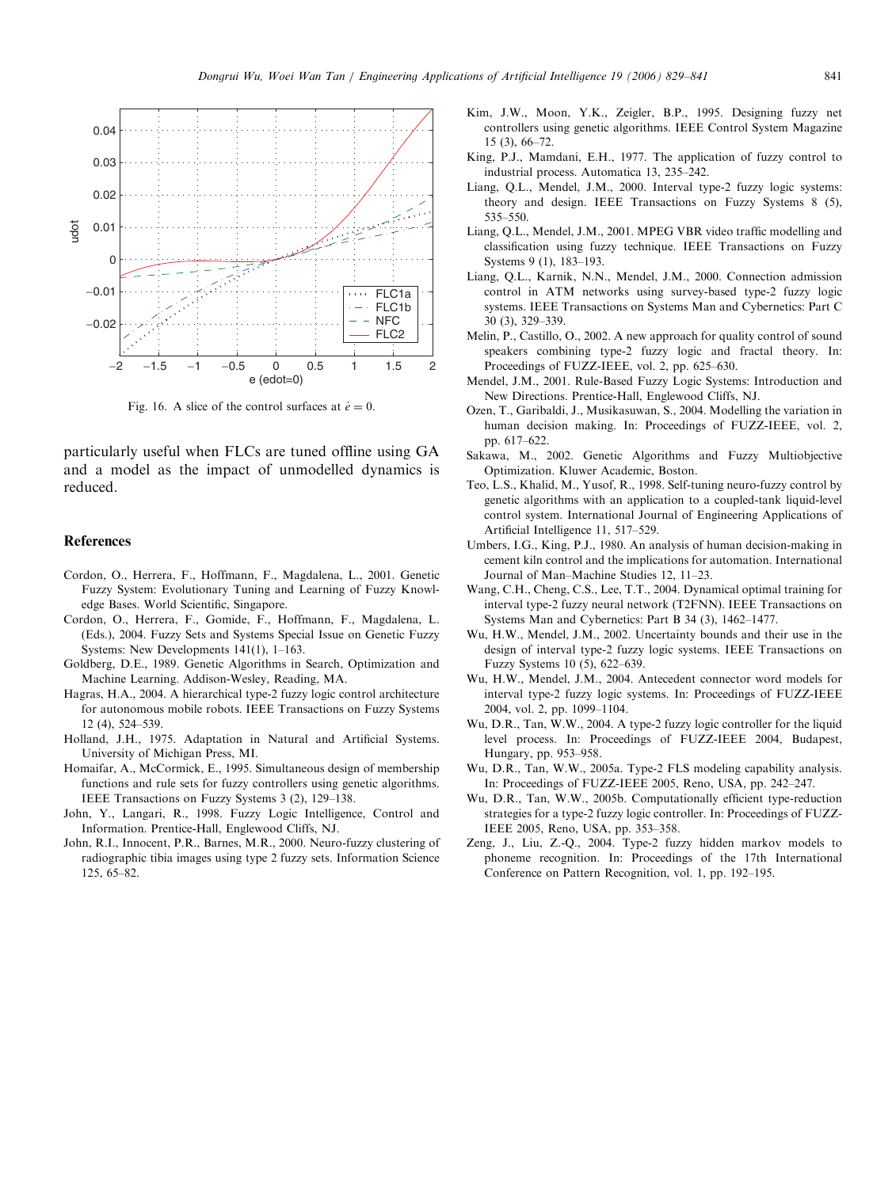0.04
0.03
0.02
0.01
0
−0.01
−0.02

udot

−2 −1.5 −1 −0.5 0 0.5 1 1.5 2

e (edot=0)

FLC1a
FLC1b
NFC
FLC2

Fig. 16. A slice of the control surfaces at $\dot{e} = 0$.

particularly useful when FLCs are tuned offline using GA and a model as the impact of unmodelled dynamics is reduced.

## References

Cordon, O., Herrera, F., Hoffmann, F., Magdalena, L., 2001. Genetic Fuzzy System: Evolutionary Tuning and Learning of Fuzzy Knowledge Bases. World Scientific, Singapore.

Cordon, O., Herrera, F., Gomide, F., Hoffmann, F., Magdalena, L. (Eds.), 2004. Fuzzy Sets and Systems Special Issue on Genetic Fuzzy Systems: New Developments 141(1), 1–163.

Goldberg, D.E., 1989. Genetic Algorithms in Search, Optimization and Machine Learning. Addison-Wesley, Reading, MA.

Hagras, H.A., 2004. A hierarchical type-2 fuzzy logic control architecture for autonomous mobile robots. IEEE Transactions on Fuzzy Systems 12 (4), 524–539.

Holland, J.H., 1975. Adaptation in Natural and Artificial Systems. University of Michigan Press, MI.

Homaifar, A., McCormick, E., 1995. Simultaneous design of membership functions and rule sets for fuzzy controllers using genetic algorithms. IEEE Transactions on Fuzzy Systems 3 (2), 129–138.

John, Y., Langari, R., 1998. Fuzzy Logic Intelligence, Control and Information. Prentice-Hall, Englewood Cliffs, NJ.

John, R.I., Innocent, P.R., Barnes, M.R., 2000. Neuro-fuzzy clustering of radiographic tibia images using type 2 fuzzy sets. Information Science 125, 65–82.

Kim, J.W., Moon, Y.K., Zeigler, B.P., 1995. Designing fuzzy net controllers using genetic algorithms. IEEE Control System Magazine 15 (3), 66–72.

King, P.J., Mamdani, E.H., 1977. The application of fuzzy control to industrial process. Automatica 13, 235–242.

Liang, Q.L., Mendel, J.M., 2000. Interval type-2 fuzzy logic systems: theory and design. IEEE Transactions on Fuzzy Systems 8 (5), 535–550.

Liang, Q.L., Mendel, J.M., 2001. MPEG VBR video traffic modelling and classification using fuzzy technique. IEEE Transactions on Fuzzy Systems 9 (1), 183–193.

Liang, Q.L., Karnik, N.N., Mendel, J.M., 2000. Connection admission control in ATM networks using survey-based type-2 fuzzy logic systems. IEEE Transactions on Systems Man and Cybernetics: Part C 30 (3), 329–339.

Melin, P., Castillo, O., 2002. A new approach for quality control of sound speakers combining type-2 fuzzy logic and fractal theory. In: Proceedings of FUZZ-IEEE, vol. 2, pp. 625–630.

Mendel, J.M., 2001. Rule-Based Fuzzy Logic Systems: Introduction and New Directions. Prentice-Hall, Englewood Cliffs, NJ.

Ozen, T., Garibaldi, J., Musikasuwan, S., 2004. Modelling the variation in human decision making. In: Proceedings of FUZZ-IEEE, vol. 2, pp. 617–622.

Sakawa, M., 2002. Genetic Algorithms and Fuzzy Multiobjective Optimization. Kluwer Academic, Boston.

Teo, L.S., Khalid, M., Yusof, R., 1998. Self-tuning neuro-fuzzy control by genetic algorithms with an application to a coupled-tank liquid-level control system. International Journal of Engineering Applications of Artificial Intelligence 11, 517–529.

Umbers, I.G., King, P.J., 1980. An analysis of human decision-making in cement kiln control and the implications for automation. International Journal of Man–Machine Studies 12, 11–23.

Wang, C.H., Cheng, C.S., Lee, T.T., 2004. Dynamical optimal training for interval type-2 fuzzy neural network (T2FNN). IEEE Transactions on Systems Man and Cybernetics: Part B 34 (3), 1462–1477.

Wu, H.W., Mendel, J.M., 2002. Uncertainty bounds and their use in the design of interval type-2 fuzzy logic systems. IEEE Transactions on Fuzzy Systems 10 (5), 622–639.

Wu, H.W., Mendel, J.M., 2004. Antecedent connector word models for interval type-2 fuzzy logic systems. In: Proceedings of FUZZ-IEEE 2004, vol. 2, pp. 1099–1104.

Wu, D.R., Tan, W.W., 2004. A type-2 fuzzy logic controller for the liquid level process. In: Proceedings of FUZZ-IEEE 2004, Budapest, Hungary, pp. 953–958.

Wu, D.R., Tan, W.W., 2005a. Type-2 FLS modeling capability analysis. In: Proceedings of FUZZ-IEEE 2005, Reno, USA, pp. 242–247.

Wu, D.R., Tan, W.W., 2005b. Computationally efficient type-reduction strategies for a type-2 fuzzy logic controller. In: Proceedings of FUZZ-IEEE 2005, Reno, USA, pp. 353–358.

Zeng, J., Liu, Z.-Q., 2004. Type-2 fuzzy hidden markov models to phoneme recognition. In: Proceedings of the 17th International Conference on Pattern Recognition, vol. 1, pp. 192–195.